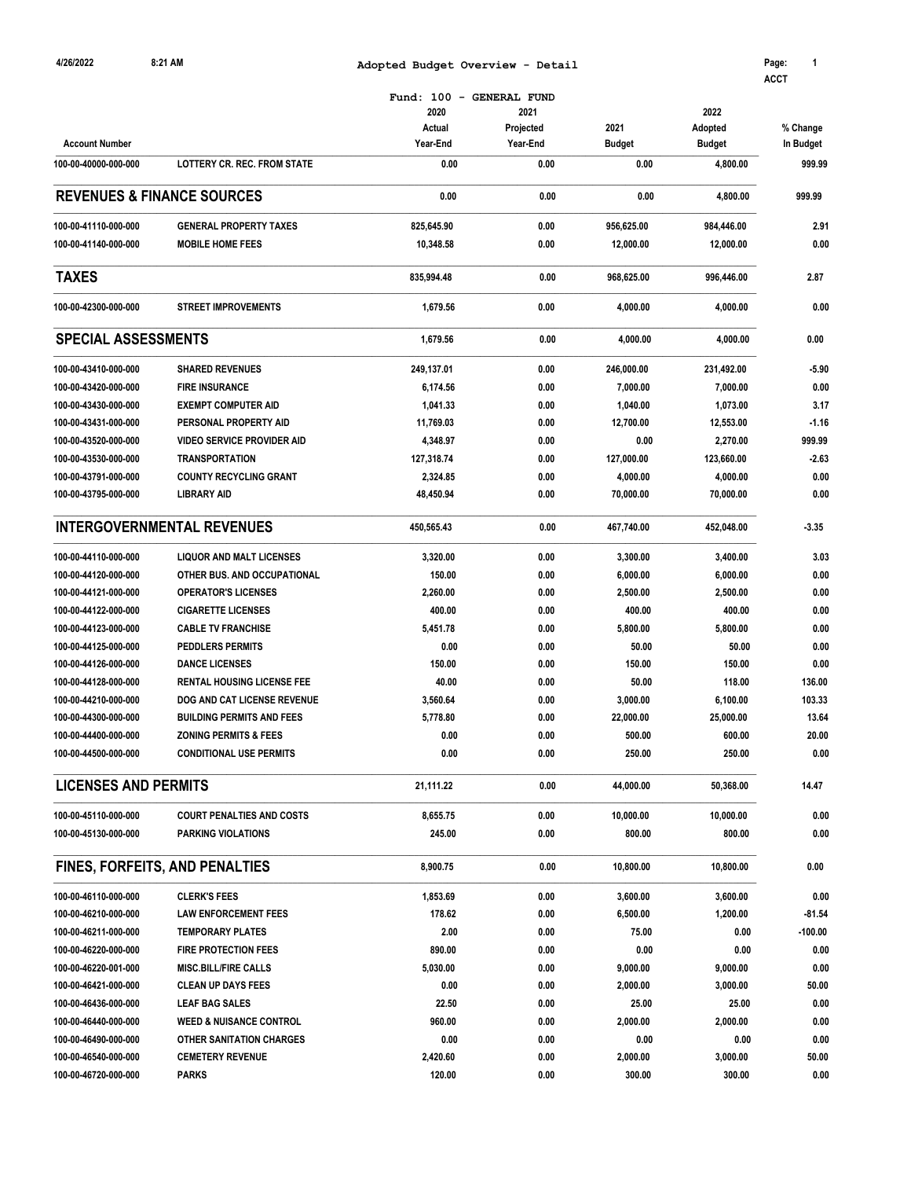# Adopted Budget Overview - Detail

ACCT

Fund: 100 - GENERAL FUND

| Account Number | | 2020 Actual Year-End | 2021 Projected Year-End | 2021 Budget | 2022 Adopted Budget | % Change In Budget |
|---|---|---|---|---|---|---|
| 100-00-40000-000-000 | LOTTERY CR. REC. FROM STATE | 0.00 | 0.00 | 0.00 | 4,800.00 | 999.99 |
| **REVENUES & FINANCE SOURCES** | | 0.00 | 0.00 | 0.00 | 4,800.00 | 999.99 |
| 100-00-41110-000-000 | GENERAL PROPERTY TAXES | 825,645.90 | 0.00 | 956,625.00 | 984,446.00 | 2.91 |
| 100-00-41140-000-000 | MOBILE HOME FEES | 10,348.58 | 0.00 | 12,000.00 | 12,000.00 | 0.00 |
| **TAXES** | | 835,994.48 | 0.00 | 968,625.00 | 996,446.00 | 2.87 |
| 100-00-42300-000-000 | STREET IMPROVEMENTS | 1,679.56 | 0.00 | 4,000.00 | 4,000.00 | 0.00 |
| **SPECIAL ASSESSMENTS** | | 1,679.56 | 0.00 | 4,000.00 | 4,000.00 | 0.00 |
| 100-00-43410-000-000 | SHARED REVENUES | 249,137.01 | 0.00 | 246,000.00 | 231,492.00 | -5.90 |
| 100-00-43420-000-000 | FIRE INSURANCE | 6,174.56 | 0.00 | 7,000.00 | 7,000.00 | 0.00 |
| 100-00-43430-000-000 | EXEMPT COMPUTER AID | 1,041.33 | 0.00 | 1,040.00 | 1,073.00 | 3.17 |
| 100-00-43431-000-000 | PERSONAL PROPERTY AID | 11,769.03 | 0.00 | 12,700.00 | 12,553.00 | -1.16 |
| 100-00-43520-000-000 | VIDEO SERVICE PROVIDER AID | 4,348.97 | 0.00 | 0.00 | 2,270.00 | 999.99 |
| 100-00-43530-000-000 | TRANSPORTATION | 127,318.74 | 0.00 | 127,000.00 | 123,660.00 | -2.63 |
| 100-00-43791-000-000 | COUNTY RECYCLING GRANT | 2,324.85 | 0.00 | 4,000.00 | 4,000.00 | 0.00 |
| 100-00-43795-000-000 | LIBRARY AID | 48,450.94 | 0.00 | 70,000.00 | 70,000.00 | 0.00 |
| **INTERGOVERNMENTAL REVENUES** | | 450,565.43 | 0.00 | 467,740.00 | 452,048.00 | -3.35 |
| 100-00-44110-000-000 | LIQUOR AND MALT LICENSES | 3,320.00 | 0.00 | 3,300.00 | 3,400.00 | 3.03 |
| 100-00-44120-000-000 | OTHER BUS. AND OCCUPATIONAL | 150.00 | 0.00 | 6,000.00 | 6,000.00 | 0.00 |
| 100-00-44121-000-000 | OPERATOR'S LICENSES | 2,260.00 | 0.00 | 2,500.00 | 2,500.00 | 0.00 |
| 100-00-44122-000-000 | CIGARETTE LICENSES | 400.00 | 0.00 | 400.00 | 400.00 | 0.00 |
| 100-00-44123-000-000 | CABLE TV FRANCHISE | 5,451.78 | 0.00 | 5,800.00 | 5,800.00 | 0.00 |
| 100-00-44125-000-000 | PEDDLERS PERMITS | 0.00 | 0.00 | 50.00 | 50.00 | 0.00 |
| 100-00-44126-000-000 | DANCE LICENSES | 150.00 | 0.00 | 150.00 | 150.00 | 0.00 |
| 100-00-44128-000-000 | RENTAL HOUSING LICENSE FEE | 40.00 | 0.00 | 50.00 | 118.00 | 136.00 |
| 100-00-44210-000-000 | DOG AND CAT LICENSE REVENUE | 3,560.64 | 0.00 | 3,000.00 | 6,100.00 | 103.33 |
| 100-00-44300-000-000 | BUILDING PERMITS AND FEES | 5,778.80 | 0.00 | 22,000.00 | 25,000.00 | 13.64 |
| 100-00-44400-000-000 | ZONING PERMITS & FEES | 0.00 | 0.00 | 500.00 | 600.00 | 20.00 |
| 100-00-44500-000-000 | CONDITIONAL USE PERMITS | 0.00 | 0.00 | 250.00 | 250.00 | 0.00 |
| **LICENSES AND PERMITS** | | 21,111.22 | 0.00 | 44,000.00 | 50,368.00 | 14.47 |
| 100-00-45110-000-000 | COURT PENALTIES AND COSTS | 8,655.75 | 0.00 | 10,000.00 | 10,000.00 | 0.00 |
| 100-00-45130-000-000 | PARKING VIOLATIONS | 245.00 | 0.00 | 800.00 | 800.00 | 0.00 |
| **FINES, FORFEITS, AND PENALTIES** | | 8,900.75 | 0.00 | 10,800.00 | 10,800.00 | 0.00 |
| 100-00-46110-000-000 | CLERK'S FEES | 1,853.69 | 0.00 | 3,600.00 | 3,600.00 | 0.00 |
| 100-00-46210-000-000 | LAW ENFORCEMENT FEES | 178.62 | 0.00 | 6,500.00 | 1,200.00 | -81.54 |
| 100-00-46211-000-000 | TEMPORARY PLATES | 2.00 | 0.00 | 75.00 | 0.00 | -100.00 |
| 100-00-46220-000-000 | FIRE PROTECTION FEES | 890.00 | 0.00 | 0.00 | 0.00 | 0.00 |
| 100-00-46220-001-000 | MISC.BILL/FIRE CALLS | 5,030.00 | 0.00 | 9,000.00 | 9,000.00 | 0.00 |
| 100-00-46421-000-000 | CLEAN UP DAYS FEES | 0.00 | 0.00 | 2,000.00 | 3,000.00 | 50.00 |
| 100-00-46436-000-000 | LEAF BAG SALES | 22.50 | 0.00 | 25.00 | 25.00 | 0.00 |
| 100-00-46440-000-000 | WEED & NUISANCE CONTROL | 960.00 | 0.00 | 2,000.00 | 2,000.00 | 0.00 |
| 100-00-46490-000-000 | OTHER SANITATION CHARGES | 0.00 | 0.00 | 0.00 | 0.00 | 0.00 |
| 100-00-46540-000-000 | CEMETERY REVENUE | 2,420.60 | 0.00 | 2,000.00 | 3,000.00 | 50.00 |
| 100-00-46720-000-000 | PARKS | 120.00 | 0.00 | 300.00 | 300.00 | 0.00 |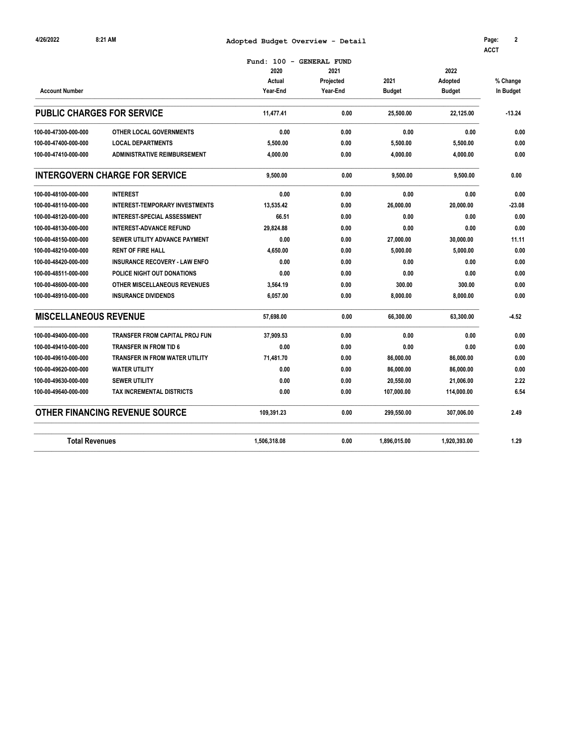## Adopted Budget Overview - Detail

Fund: 100 - GENERAL FUND

| Account Number | | 2020 Actual Year-End | 2021 Projected Year-End | 2021 Budget | 2022 Adopted Budget | % Change In Budget |
|---|---|---|---|---|---|---|
| **PUBLIC CHARGES FOR SERVICE** | | 11,477.41 | 0.00 | 25,500.00 | 22,125.00 | -13.24 |
| 100-00-47300-000-000 | OTHER LOCAL GOVERNMENTS | 0.00 | 0.00 | 0.00 | 0.00 | 0.00 |
| 100-00-47400-000-000 | LOCAL DEPARTMENTS | 5,500.00 | 0.00 | 5,500.00 | 5,500.00 | 0.00 |
| 100-00-47410-000-000 | ADMINISTRATIVE REIMBURSEMENT | 4,000.00 | 0.00 | 4,000.00 | 4,000.00 | 0.00 |
| **INTERGOVERN CHARGE FOR SERVICE** | | 9,500.00 | 0.00 | 9,500.00 | 9,500.00 | 0.00 |
| 100-00-48100-000-000 | INTEREST | 0.00 | 0.00 | 0.00 | 0.00 | 0.00 |
| 100-00-48110-000-000 | INTEREST-TEMPORARY INVESTMENTS | 13,535.42 | 0.00 | 26,000.00 | 20,000.00 | -23.08 |
| 100-00-48120-000-000 | INTEREST-SPECIAL ASSESSMENT | 66.51 | 0.00 | 0.00 | 0.00 | 0.00 |
| 100-00-48130-000-000 | INTEREST-ADVANCE REFUND | 29,824.88 | 0.00 | 0.00 | 0.00 | 0.00 |
| 100-00-48150-000-000 | SEWER UTILITY ADVANCE PAYMENT | 0.00 | 0.00 | 27,000.00 | 30,000.00 | 11.11 |
| 100-00-48210-000-000 | RENT OF FIRE HALL | 4,650.00 | 0.00 | 5,000.00 | 5,000.00 | 0.00 |
| 100-00-48420-000-000 | INSURANCE RECOVERY - LAW ENFO | 0.00 | 0.00 | 0.00 | 0.00 | 0.00 |
| 100-00-48511-000-000 | POLICE NIGHT OUT DONATIONS | 0.00 | 0.00 | 0.00 | 0.00 | 0.00 |
| 100-00-48600-000-000 | OTHER MISCELLANEOUS REVENUES | 3,564.19 | 0.00 | 300.00 | 300.00 | 0.00 |
| 100-00-48910-000-000 | INSURANCE DIVIDENDS | 6,057.00 | 0.00 | 8,000.00 | 8,000.00 | 0.00 |
| **MISCELLANEOUS REVENUE** | | 57,698.00 | 0.00 | 66,300.00 | 63,300.00 | -4.52 |
| 100-00-49400-000-000 | TRANSFER FROM CAPITAL PROJ FUN | 37,909.53 | 0.00 | 0.00 | 0.00 | 0.00 |
| 100-00-49410-000-000 | TRANSFER IN FROM TID 6 | 0.00 | 0.00 | 0.00 | 0.00 | 0.00 |
| 100-00-49610-000-000 | TRANSFER IN FROM WATER UTILITY | 71,481.70 | 0.00 | 86,000.00 | 86,000.00 | 0.00 |
| 100-00-49620-000-000 | WATER UTILITY | 0.00 | 0.00 | 86,000.00 | 86,000.00 | 0.00 |
| 100-00-49630-000-000 | SEWER UTILITY | 0.00 | 0.00 | 20,550.00 | 21,006.00 | 2.22 |
| 100-00-49640-000-000 | TAX INCREMENTAL DISTRICTS | 0.00 | 0.00 | 107,000.00 | 114,000.00 | 6.54 |
| **OTHER FINANCING REVENUE SOURCE** | | 109,391.23 | 0.00 | 299,550.00 | 307,006.00 | 2.49 |
| **Total Revenues** | | 1,506,318.08 | 0.00 | 1,896,015.00 | 1,920,393.00 | 1.29 |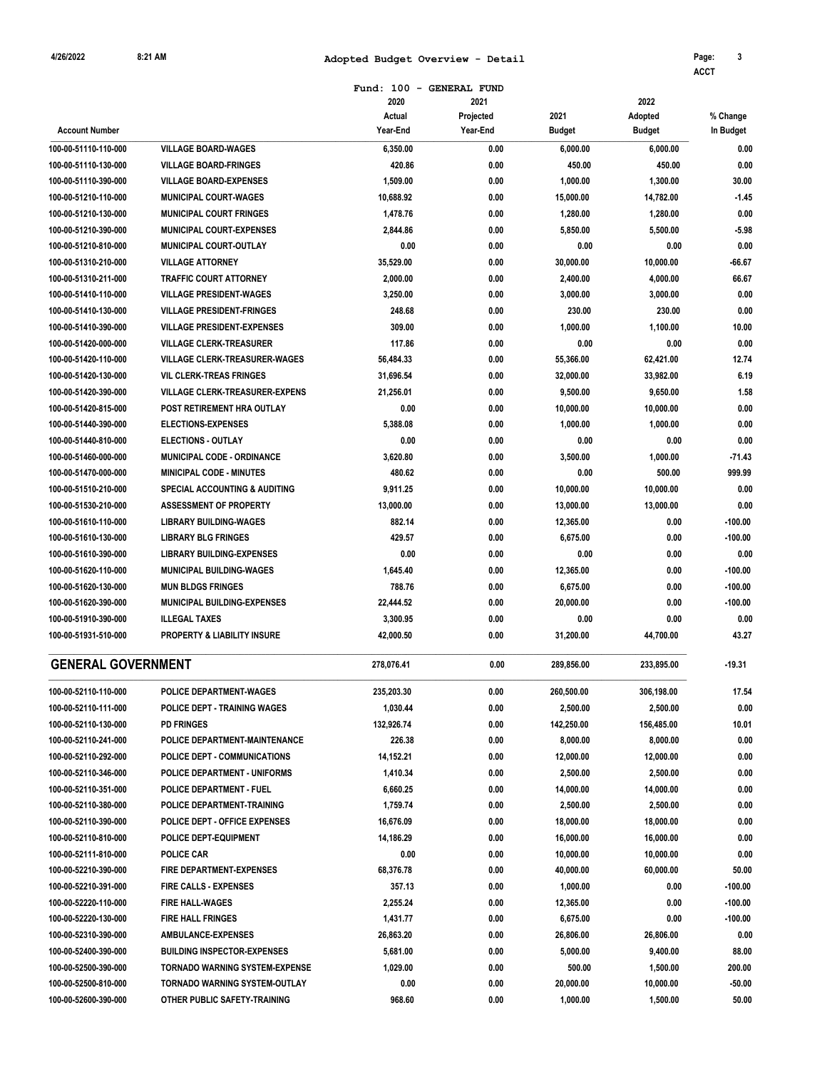## Adopted Budget Overview - Detail

ACCT

Fund: 100 - GENERAL FUND

| Account Number | | 2020 Actual Year-End | 2021 Projected Year-End | 2021 Budget | 2022 Adopted Budget | % Change In Budget |
|---|---|---|---|---|---|---|
| 100-00-51110-110-000 | VILLAGE BOARD-WAGES | 6,350.00 | 0.00 | 6,000.00 | 6,000.00 | 0.00 |
| 100-00-51110-130-000 | VILLAGE BOARD-FRINGES | 420.86 | 0.00 | 450.00 | 450.00 | 0.00 |
| 100-00-51110-390-000 | VILLAGE BOARD-EXPENSES | 1,509.00 | 0.00 | 1,000.00 | 1,300.00 | 30.00 |
| 100-00-51210-110-000 | MUNICIPAL COURT-WAGES | 10,688.92 | 0.00 | 15,000.00 | 14,782.00 | -1.45 |
| 100-00-51210-130-000 | MUNICIPAL COURT FRINGES | 1,478.76 | 0.00 | 1,280.00 | 1,280.00 | 0.00 |
| 100-00-51210-390-000 | MUNICIPAL COURT-EXPENSES | 2,844.86 | 0.00 | 5,850.00 | 5,500.00 | -5.98 |
| 100-00-51210-810-000 | MUNICIPAL COURT-OUTLAY | 0.00 | 0.00 | 0.00 | 0.00 | 0.00 |
| 100-00-51310-210-000 | VILLAGE ATTORNEY | 35,529.00 | 0.00 | 30,000.00 | 10,000.00 | -66.67 |
| 100-00-51310-211-000 | TRAFFIC COURT ATTORNEY | 2,000.00 | 0.00 | 2,400.00 | 4,000.00 | 66.67 |
| 100-00-51410-110-000 | VILLAGE PRESIDENT-WAGES | 3,250.00 | 0.00 | 3,000.00 | 3,000.00 | 0.00 |
| 100-00-51410-130-000 | VILLAGE PRESIDENT-FRINGES | 248.68 | 0.00 | 230.00 | 230.00 | 0.00 |
| 100-00-51410-390-000 | VILLAGE PRESIDENT-EXPENSES | 309.00 | 0.00 | 1,000.00 | 1,100.00 | 10.00 |
| 100-00-51420-000-000 | VILLAGE CLERK-TREASURER | 117.86 | 0.00 | 0.00 | 0.00 | 0.00 |
| 100-00-51420-110-000 | VILLAGE CLERK-TREASURER-WAGES | 56,484.33 | 0.00 | 55,366.00 | 62,421.00 | 12.74 |
| 100-00-51420-130-000 | VIL CLERK-TREAS FRINGES | 31,696.54 | 0.00 | 32,000.00 | 33,982.00 | 6.19 |
| 100-00-51420-390-000 | VILLAGE CLERK-TREASURER-EXPENS | 21,256.01 | 0.00 | 9,500.00 | 9,650.00 | 1.58 |
| 100-00-51420-815-000 | POST RETIREMENT HRA OUTLAY | 0.00 | 0.00 | 10,000.00 | 10,000.00 | 0.00 |
| 100-00-51440-390-000 | ELECTIONS-EXPENSES | 5,388.08 | 0.00 | 1,000.00 | 1,000.00 | 0.00 |
| 100-00-51440-810-000 | ELECTIONS - OUTLAY | 0.00 | 0.00 | 0.00 | 0.00 | 0.00 |
| 100-00-51460-000-000 | MUNICIPAL CODE - ORDINANCE | 3,620.80 | 0.00 | 3,500.00 | 1,000.00 | -71.43 |
| 100-00-51470-000-000 | MINICIPAL CODE - MINUTES | 480.62 | 0.00 | 0.00 | 500.00 | 999.99 |
| 100-00-51510-210-000 | SPECIAL ACCOUNTING & AUDITING | 9,911.25 | 0.00 | 10,000.00 | 10,000.00 | 0.00 |
| 100-00-51530-210-000 | ASSESSMENT OF PROPERTY | 13,000.00 | 0.00 | 13,000.00 | 13,000.00 | 0.00 |
| 100-00-51610-110-000 | LIBRARY BUILDING-WAGES | 882.14 | 0.00 | 12,365.00 | 0.00 | -100.00 |
| 100-00-51610-130-000 | LIBRARY BLG FRINGES | 429.57 | 0.00 | 6,675.00 | 0.00 | -100.00 |
| 100-00-51610-390-000 | LIBRARY BUILDING-EXPENSES | 0.00 | 0.00 | 0.00 | 0.00 | 0.00 |
| 100-00-51620-110-000 | MUNICIPAL BUILDING-WAGES | 1,645.40 | 0.00 | 12,365.00 | 0.00 | -100.00 |
| 100-00-51620-130-000 | MUN BLDGS FRINGES | 788.76 | 0.00 | 6,675.00 | 0.00 | -100.00 |
| 100-00-51620-390-000 | MUNICIPAL BUILDING-EXPENSES | 22,444.52 | 0.00 | 20,000.00 | 0.00 | -100.00 |
| 100-00-51910-390-000 | ILLEGAL TAXES | 3,300.95 | 0.00 | 0.00 | 0.00 | 0.00 |
| 100-00-51931-510-000 | PROPERTY & LIABILITY INSURE | 42,000.50 | 0.00 | 31,200.00 | 44,700.00 | 43.27 |
| **GENERAL GOVERNMENT** | | **278,076.41** | **0.00** | **289,856.00** | **233,895.00** | **-19.31** |
| 100-00-52110-110-000 | POLICE DEPARTMENT-WAGES | 235,203.30 | 0.00 | 260,500.00 | 306,198.00 | 17.54 |
| 100-00-52110-111-000 | POLICE DEPT - TRAINING WAGES | 1,030.44 | 0.00 | 2,500.00 | 2,500.00 | 0.00 |
| 100-00-52110-130-000 | PD FRINGES | 132,926.74 | 0.00 | 142,250.00 | 156,485.00 | 10.01 |
| 100-00-52110-241-000 | POLICE DEPARTMENT-MAINTENANCE | 226.38 | 0.00 | 8,000.00 | 8,000.00 | 0.00 |
| 100-00-52110-292-000 | POLICE DEPT - COMMUNICATIONS | 14,152.21 | 0.00 | 12,000.00 | 12,000.00 | 0.00 |
| 100-00-52110-346-000 | POLICE DEPARTMENT - UNIFORMS | 1,410.34 | 0.00 | 2,500.00 | 2,500.00 | 0.00 |
| 100-00-52110-351-000 | POLICE DEPARTMENT - FUEL | 6,660.25 | 0.00 | 14,000.00 | 14,000.00 | 0.00 |
| 100-00-52110-380-000 | POLICE DEPARTMENT-TRAINING | 1,759.74 | 0.00 | 2,500.00 | 2,500.00 | 0.00 |
| 100-00-52110-390-000 | POLICE DEPT - OFFICE EXPENSES | 16,676.09 | 0.00 | 18,000.00 | 18,000.00 | 0.00 |
| 100-00-52110-810-000 | POLICE DEPT-EQUIPMENT | 14,186.29 | 0.00 | 16,000.00 | 16,000.00 | 0.00 |
| 100-00-52111-810-000 | POLICE CAR | 0.00 | 0.00 | 10,000.00 | 10,000.00 | 0.00 |
| 100-00-52210-390-000 | FIRE DEPARTMENT-EXPENSES | 68,376.78 | 0.00 | 40,000.00 | 60,000.00 | 50.00 |
| 100-00-52210-391-000 | FIRE CALLS - EXPENSES | 357.13 | 0.00 | 1,000.00 | 0.00 | -100.00 |
| 100-00-52220-110-000 | FIRE HALL-WAGES | 2,255.24 | 0.00 | 12,365.00 | 0.00 | -100.00 |
| 100-00-52220-130-000 | FIRE HALL FRINGES | 1,431.77 | 0.00 | 6,675.00 | 0.00 | -100.00 |
| 100-00-52310-390-000 | AMBULANCE-EXPENSES | 26,863.20 | 0.00 | 26,806.00 | 26,806.00 | 0.00 |
| 100-00-52400-390-000 | BUILDING INSPECTOR-EXPENSES | 5,681.00 | 0.00 | 5,000.00 | 9,400.00 | 88.00 |
| 100-00-52500-390-000 | TORNADO WARNING SYSTEM-EXPENSE | 1,029.00 | 0.00 | 500.00 | 1,500.00 | 200.00 |
| 100-00-52500-810-000 | TORNADO WARNING SYSTEM-OUTLAY | 0.00 | 0.00 | 20,000.00 | 10,000.00 | -50.00 |
| 100-00-52600-390-000 | OTHER PUBLIC SAFETY-TRAINING | 968.60 | 0.00 | 1,000.00 | 1,500.00 | 50.00 |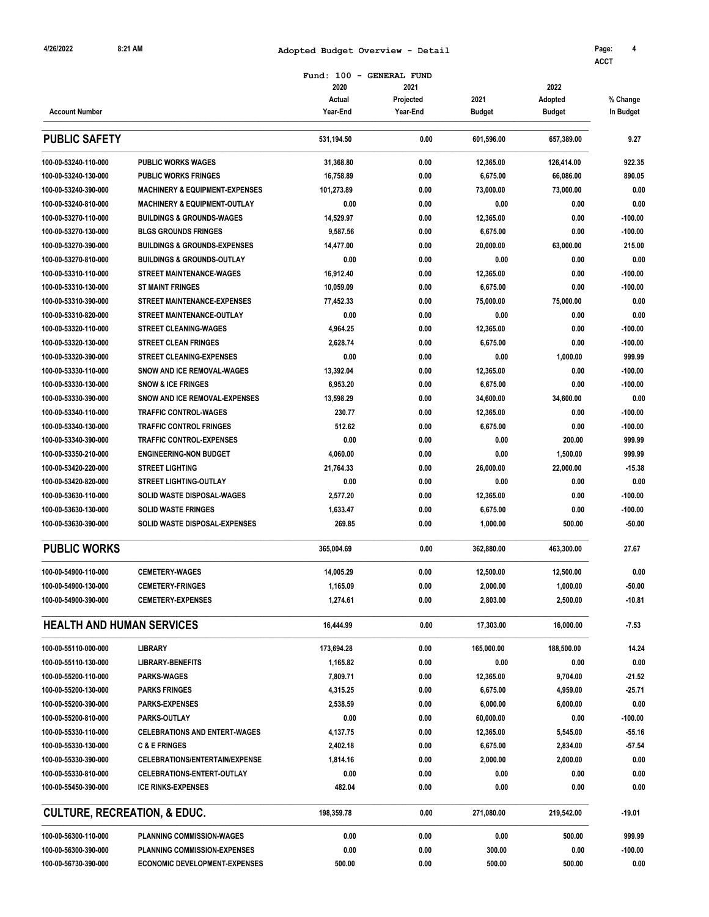Adopted Budget Overview - Detail

Fund: 100 - GENERAL FUND

| Account Number | | 2020 Actual Year-End | 2021 Projected Year-End | 2021 Budget | 2022 Adopted Budget | % Change In Budget |
|---|---|---|---|---|---|---|
| **PUBLIC SAFETY** | | 531,194.50 | 0.00 | 601,596.00 | 657,389.00 | 9.27 |
| 100-00-53240-110-000 | PUBLIC WORKS WAGES | 31,368.80 | 0.00 | 12,365.00 | 126,414.00 | 922.35 |
| 100-00-53240-130-000 | PUBLIC WORKS FRINGES | 16,758.89 | 0.00 | 6,675.00 | 66,086.00 | 890.05 |
| 100-00-53240-390-000 | MACHINERY & EQUIPMENT-EXPENSES | 101,273.89 | 0.00 | 73,000.00 | 73,000.00 | 0.00 |
| 100-00-53240-810-000 | MACHINERY & EQUIPMENT-OUTLAY | 0.00 | 0.00 | 0.00 | 0.00 | 0.00 |
| 100-00-53270-110-000 | BUILDINGS & GROUNDS-WAGES | 14,529.97 | 0.00 | 12,365.00 | 0.00 | -100.00 |
| 100-00-53270-130-000 | BLGS GROUNDS FRINGES | 9,587.56 | 0.00 | 6,675.00 | 0.00 | -100.00 |
| 100-00-53270-390-000 | BUILDINGS & GROUNDS-EXPENSES | 14,477.00 | 0.00 | 20,000.00 | 63,000.00 | 215.00 |
| 100-00-53270-810-000 | BUILDINGS & GROUNDS-OUTLAY | 0.00 | 0.00 | 0.00 | 0.00 | 0.00 |
| 100-00-53310-110-000 | STREET MAINTENANCE-WAGES | 16,912.40 | 0.00 | 12,365.00 | 0.00 | -100.00 |
| 100-00-53310-130-000 | ST MAINT FRINGES | 10,059.09 | 0.00 | 6,675.00 | 0.00 | -100.00 |
| 100-00-53310-390-000 | STREET MAINTENANCE-EXPENSES | 77,452.33 | 0.00 | 75,000.00 | 75,000.00 | 0.00 |
| 100-00-53310-820-000 | STREET MAINTENANCE-OUTLAY | 0.00 | 0.00 | 0.00 | 0.00 | 0.00 |
| 100-00-53320-110-000 | STREET CLEANING-WAGES | 4,964.25 | 0.00 | 12,365.00 | 0.00 | -100.00 |
| 100-00-53320-130-000 | STREET CLEAN FRINGES | 2,628.74 | 0.00 | 6,675.00 | 0.00 | -100.00 |
| 100-00-53320-390-000 | STREET CLEANING-EXPENSES | 0.00 | 0.00 | 0.00 | 1,000.00 | 999.99 |
| 100-00-53330-110-000 | SNOW AND ICE REMOVAL-WAGES | 13,392.04 | 0.00 | 12,365.00 | 0.00 | -100.00 |
| 100-00-53330-130-000 | SNOW & ICE FRINGES | 6,953.20 | 0.00 | 6,675.00 | 0.00 | -100.00 |
| 100-00-53330-390-000 | SNOW AND ICE REMOVAL-EXPENSES | 13,598.29 | 0.00 | 34,600.00 | 34,600.00 | 0.00 |
| 100-00-53340-110-000 | TRAFFIC CONTROL-WAGES | 230.77 | 0.00 | 12,365.00 | 0.00 | -100.00 |
| 100-00-53340-130-000 | TRAFFIC CONTROL FRINGES | 512.62 | 0.00 | 6,675.00 | 0.00 | -100.00 |
| 100-00-53340-390-000 | TRAFFIC CONTROL-EXPENSES | 0.00 | 0.00 | 0.00 | 200.00 | 999.99 |
| 100-00-53350-210-000 | ENGINEERING-NON BUDGET | 4,060.00 | 0.00 | 0.00 | 1,500.00 | 999.99 |
| 100-00-53420-220-000 | STREET LIGHTING | 21,764.33 | 0.00 | 26,000.00 | 22,000.00 | -15.38 |
| 100-00-53420-820-000 | STREET LIGHTING-OUTLAY | 0.00 | 0.00 | 0.00 | 0.00 | 0.00 |
| 100-00-53630-110-000 | SOLID WASTE DISPOSAL-WAGES | 2,577.20 | 0.00 | 12,365.00 | 0.00 | -100.00 |
| 100-00-53630-130-000 | SOLID WASTE FRINGES | 1,633.47 | 0.00 | 6,675.00 | 0.00 | -100.00 |
| 100-00-53630-390-000 | SOLID WASTE DISPOSAL-EXPENSES | 269.85 | 0.00 | 1,000.00 | 500.00 | -50.00 |
| **PUBLIC WORKS** | | 365,004.69 | 0.00 | 362,880.00 | 463,300.00 | 27.67 |
| 100-00-54900-110-000 | CEMETERY-WAGES | 14,005.29 | 0.00 | 12,500.00 | 12,500.00 | 0.00 |
| 100-00-54900-130-000 | CEMETERY-FRINGES | 1,165.09 | 0.00 | 2,000.00 | 1,000.00 | -50.00 |
| 100-00-54900-390-000 | CEMETERY-EXPENSES | 1,274.61 | 0.00 | 2,803.00 | 2,500.00 | -10.81 |
| **HEALTH AND HUMAN SERVICES** | | 16,444.99 | 0.00 | 17,303.00 | 16,000.00 | -7.53 |
| 100-00-55110-000-000 | LIBRARY | 173,694.28 | 0.00 | 165,000.00 | 188,500.00 | 14.24 |
| 100-00-55110-130-000 | LIBRARY-BENEFITS | 1,165.82 | 0.00 | 0.00 | 0.00 | 0.00 |
| 100-00-55200-110-000 | PARKS-WAGES | 7,809.71 | 0.00 | 12,365.00 | 9,704.00 | -21.52 |
| 100-00-55200-130-000 | PARKS FRINGES | 4,315.25 | 0.00 | 6,675.00 | 4,959.00 | -25.71 |
| 100-00-55200-390-000 | PARKS-EXPENSES | 2,538.59 | 0.00 | 6,000.00 | 6,000.00 | 0.00 |
| 100-00-55200-810-000 | PARKS-OUTLAY | 0.00 | 0.00 | 60,000.00 | 0.00 | -100.00 |
| 100-00-55330-110-000 | CELEBRATIONS AND ENTERT-WAGES | 4,137.75 | 0.00 | 12,365.00 | 5,545.00 | -55.16 |
| 100-00-55330-130-000 | C & E FRINGES | 2,402.18 | 0.00 | 6,675.00 | 2,834.00 | -57.54 |
| 100-00-55330-390-000 | CELEBRATIONS/ENTERTAIN/EXPENSE | 1,814.16 | 0.00 | 2,000.00 | 2,000.00 | 0.00 |
| 100-00-55330-810-000 | CELEBRATIONS-ENTERT-OUTLAY | 0.00 | 0.00 | 0.00 | 0.00 | 0.00 |
| 100-00-55450-390-000 | ICE RINKS-EXPENSES | 482.04 | 0.00 | 0.00 | 0.00 | 0.00 |
| **CULTURE, RECREATION, & EDUC.** | | 198,359.78 | 0.00 | 271,080.00 | 219,542.00 | -19.01 |
| 100-00-56300-110-000 | PLANNING COMMISSION-WAGES | 0.00 | 0.00 | 0.00 | 500.00 | 999.99 |
| 100-00-56300-390-000 | PLANNING COMMISSION-EXPENSES | 0.00 | 0.00 | 300.00 | 0.00 | -100.00 |
| 100-00-56730-390-000 | ECONOMIC DEVELOPMENT-EXPENSES | 500.00 | 0.00 | 500.00 | 500.00 | 0.00 |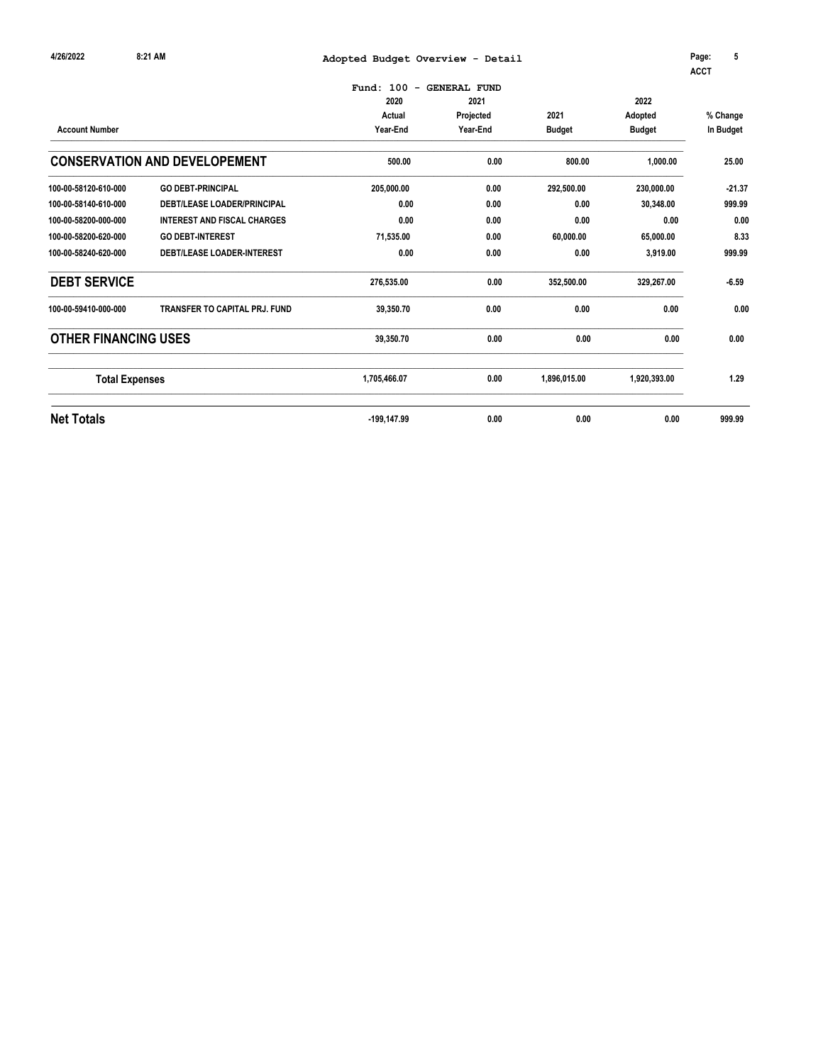# Adopted Budget Overview - Detail

ACCT

Fund: 100 - GENERAL FUND

| Account Number | | 2020 Actual Year-End | 2021 Projected Year-End | 2021 Budget | 2022 Adopted Budget | % Change In Budget |
|---|---|---|---|---|---|---|
| **CONSERVATION AND DEVELOPEMENT** | | 500.00 | 0.00 | 800.00 | 1,000.00 | 25.00 |
| 100-00-58120-610-000 | GO DEBT-PRINCIPAL | 205,000.00 | 0.00 | 292,500.00 | 230,000.00 | -21.37 |
| 100-00-58140-610-000 | DEBT/LEASE LOADER/PRINCIPAL | 0.00 | 0.00 | 0.00 | 30,348.00 | 999.99 |
| 100-00-58200-000-000 | INTEREST AND FISCAL CHARGES | 0.00 | 0.00 | 0.00 | 0.00 | 0.00 |
| 100-00-58200-620-000 | GO DEBT-INTEREST | 71,535.00 | 0.00 | 60,000.00 | 65,000.00 | 8.33 |
| 100-00-58240-620-000 | DEBT/LEASE LOADER-INTEREST | 0.00 | 0.00 | 0.00 | 3,919.00 | 999.99 |
| **DEBT SERVICE** | | 276,535.00 | 0.00 | 352,500.00 | 329,267.00 | -6.59 |
| 100-00-59410-000-000 | TRANSFER TO CAPITAL PRJ. FUND | 39,350.70 | 0.00 | 0.00 | 0.00 | 0.00 |
| **OTHER FINANCING USES** | | 39,350.70 | 0.00 | 0.00 | 0.00 | 0.00 |
| **Total Expenses** | | 1,705,466.07 | 0.00 | 1,896,015.00 | 1,920,393.00 | 1.29 |
| **Net Totals** | | -199,147.99 | 0.00 | 0.00 | 0.00 | 999.99 |